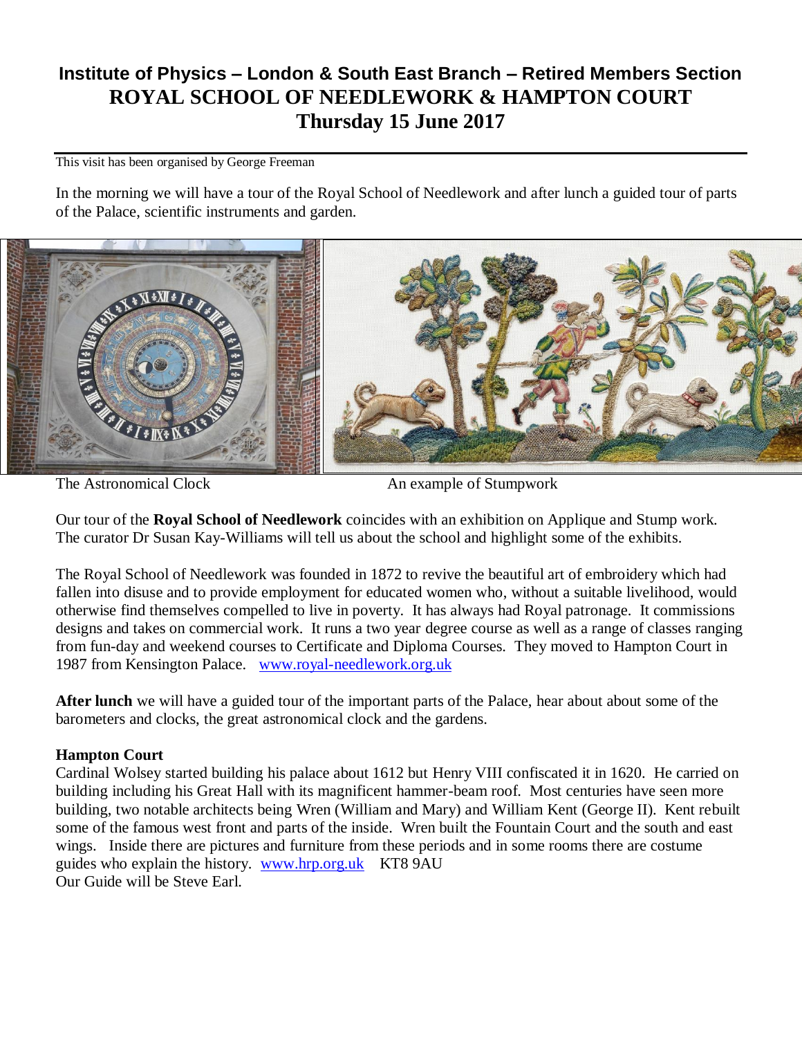# Institute of Physics – London & South East Branch – Retired Members Section
# ROYAL SCHOOL OF NEEDLEWORK & HAMPTON COURT
# Thursday 15 June 2017

This visit has been organised by George Freeman

In the morning we will have a tour of the Royal School of Needlework and after lunch a guided tour of parts of the Palace, scientific instruments and garden.

The Astronomical Clock

An example of Stumpwork

Our tour of the **Royal School of Needlework** coincides with an exhibition on Applique and Stump work. The curator Dr Susan Kay-Williams will tell us about the school and highlight some of the exhibits.

The Royal School of Needlework was founded in 1872 to revive the beautiful art of embroidery which had fallen into disuse and to provide employment for educated women who, without a suitable livelihood, would otherwise find themselves compelled to live in poverty. It has always had Royal patronage. It commissions designs and takes on commercial work. It runs a two year degree course as well as a range of classes ranging from fun-day and weekend courses to Certificate and Diploma Courses. They moved to Hampton Court in 1987 from Kensington Palace. www.royal-needlework.org.uk

**After lunch** we will have a guided tour of the important parts of the Palace, hear about about some of the barometers and clocks, the great astronomical clock and the gardens.

**Hampton Court**
Cardinal Wolsey started building his palace about 1612 but Henry VIII confiscated it in 1620. He carried on building including his Great Hall with its magnificent hammer-beam roof. Most centuries have seen more building, two notable architects being Wren (William and Mary) and William Kent (George II). Kent rebuilt some of the famous west front and parts of the inside. Wren built the Fountain Court and the south and east wings. Inside there are pictures and furniture from these periods and in some rooms there are costume guides who explain the history. www.hrp.org.uk KT8 9AU
Our Guide will be Steve Earl.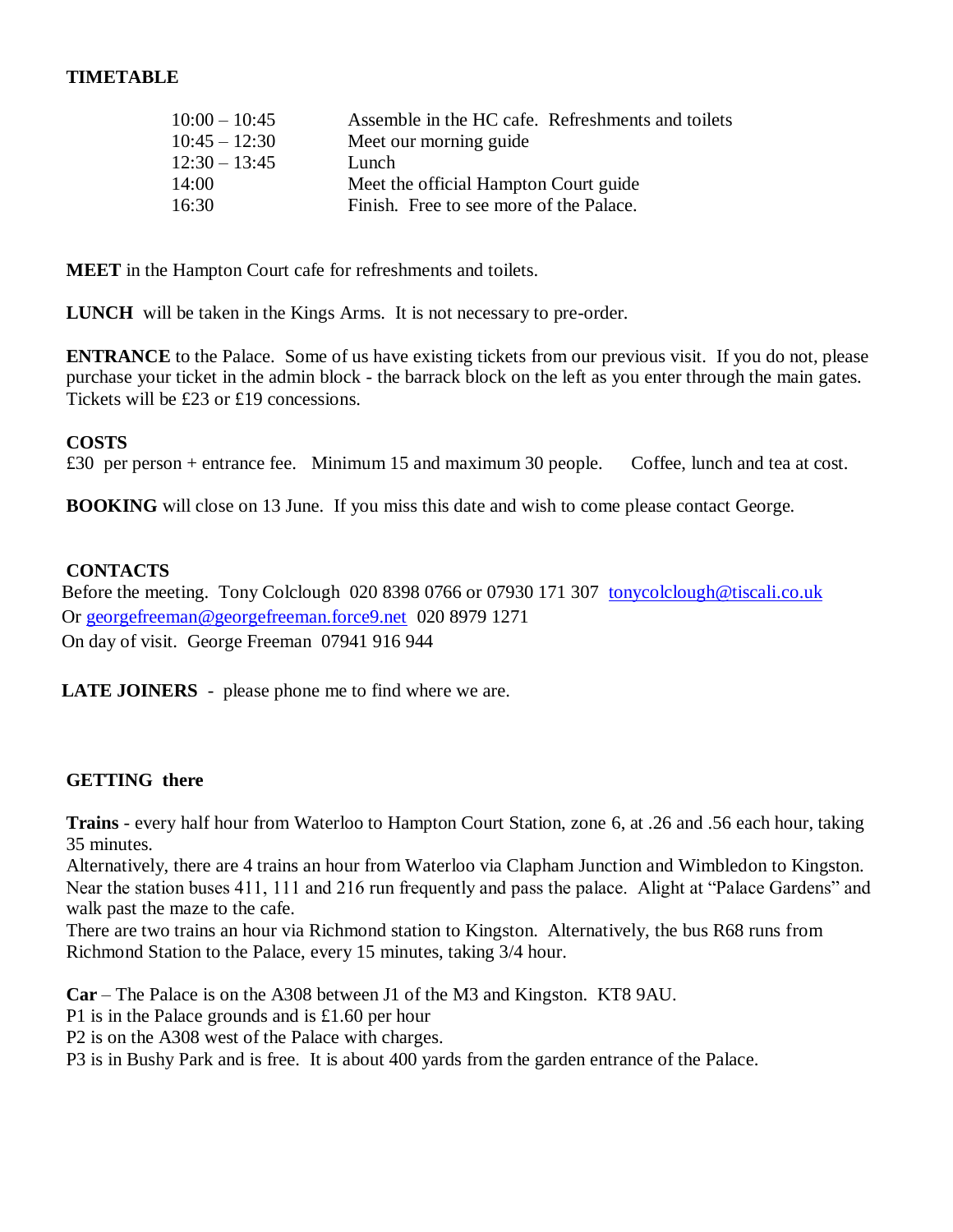## TIMETABLE

| | |
|---|---|
| 10:00 – 10:45 | Assemble in the HC cafe. Refreshments and toilets |
| 10:45 – 12:30 | Meet our morning guide |
| 12:30 – 13:45 | Lunch |
| 14:00 | Meet the official Hampton Court guide |
| 16:30 | Finish. Free to see more of the Palace. |

**MEET** in the Hampton Court cafe for refreshments and toilets.

**LUNCH** will be taken in the Kings Arms. It is not necessary to pre-order.

**ENTRANCE** to the Palace. Some of us have existing tickets from our previous visit. If you do not, please purchase your ticket in the admin block - the barrack block on the left as you enter through the main gates. Tickets will be £23 or £19 concessions.

**COSTS**
£30 per person + entrance fee. Minimum 15 and maximum 30 people. Coffee, lunch and tea at cost.

**BOOKING** will close on 13 June. If you miss this date and wish to come please contact George.

**CONTACTS**
Before the meeting. Tony Colclough 020 8398 0766 or 07930 171 307 tonycolclough@tiscali.co.uk
Or georgefreeman@georgefreeman.force9.net 020 8979 1271
On day of visit. George Freeman 07941 916 944

**LATE JOINERS** - please phone me to find where we are.

## GETTING there

**Trains** - every half hour from Waterloo to Hampton Court Station, zone 6, at .26 and .56 each hour, taking 35 minutes.
Alternatively, there are 4 trains an hour from Waterloo via Clapham Junction and Wimbledon to Kingston. Near the station buses 411, 111 and 216 run frequently and pass the palace. Alight at "Palace Gardens" and walk past the maze to the cafe.
There are two trains an hour via Richmond station to Kingston. Alternatively, the bus R68 runs from Richmond Station to the Palace, every 15 minutes, taking 3/4 hour.

**Car** – The Palace is on the A308 between J1 of the M3 and Kingston. KT8 9AU.
P1 is in the Palace grounds and is £1.60 per hour
P2 is on the A308 west of the Palace with charges.
P3 is in Bushy Park and is free. It is about 400 yards from the garden entrance of the Palace.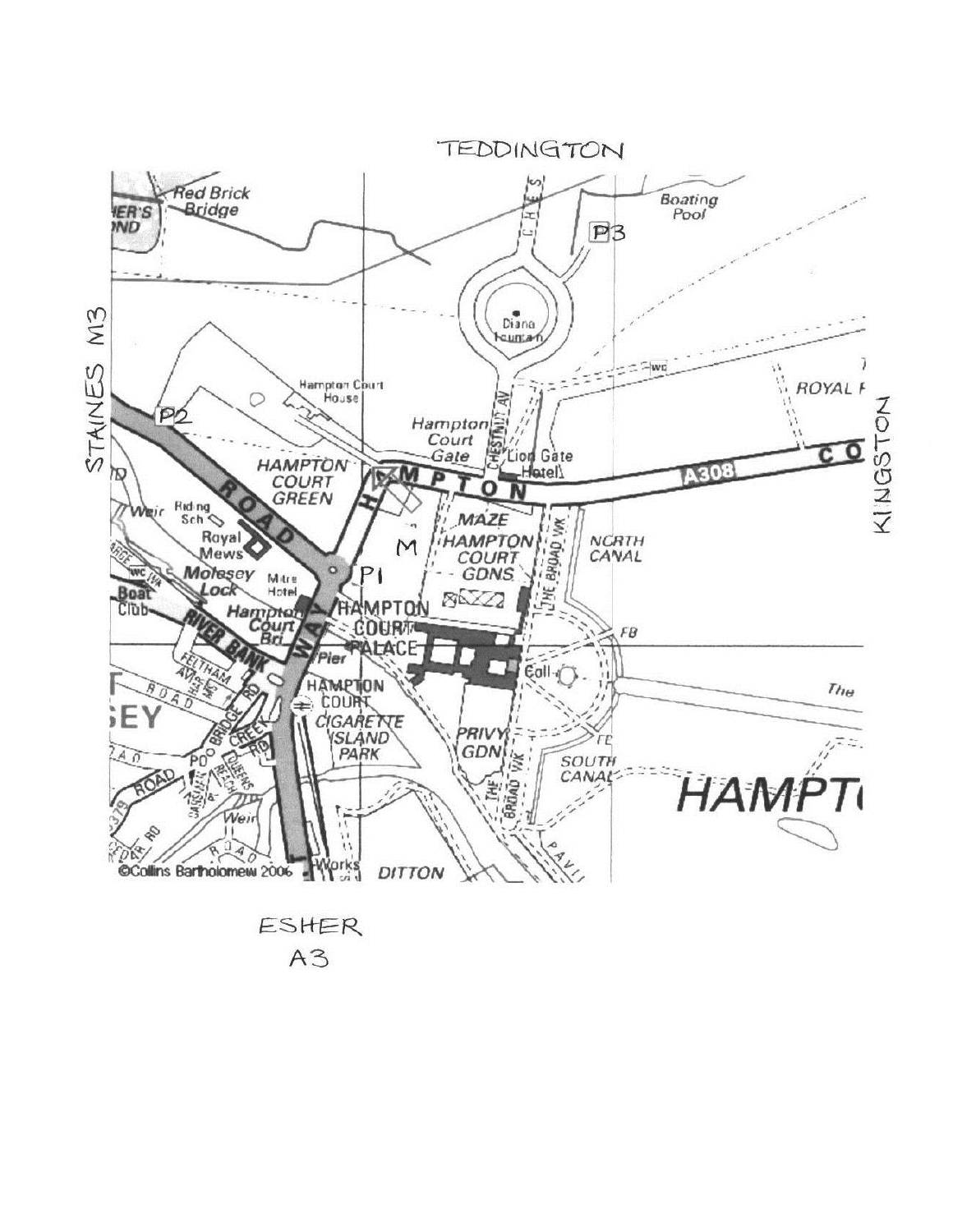TEDDINGTON

STAINES M3

KINGSTON

ESHER
A3

P1

P2

P3

M

Red Brick Bridge

Boating Pool

Diana Fountain

Hampton Court House

Hampton Court Gate

Lion Gate Hotel

CHESTNUT AV

HAMPTON COURT GREEN

HAMPTON COURT ROAD

A308

ROYAL

MAZE

HAMPTON COURT GDNS

NORTH CANAL

THE BROAD WK

Riding Sch

Royal Mews

Weir

Molesey Lock

Mitre Hotel

Boat Club

Hampton Court Bri

RIVER BANK

HAMPTON COURT PALACE

HAMPTON COURT WAY

Pier

FB

Coll

The

FELTHAM AVE

BRIDGE RD

CREEK RD

HAMPTON COURT

CIGARETTE ISLAND PARK

PRIVY GDN

SOUTH CANAL

HAMPTON

PO

QUEENS REACH

Weir

ROAD

Works

DITTON

PAVILION

©Collins Bartholomew 2006